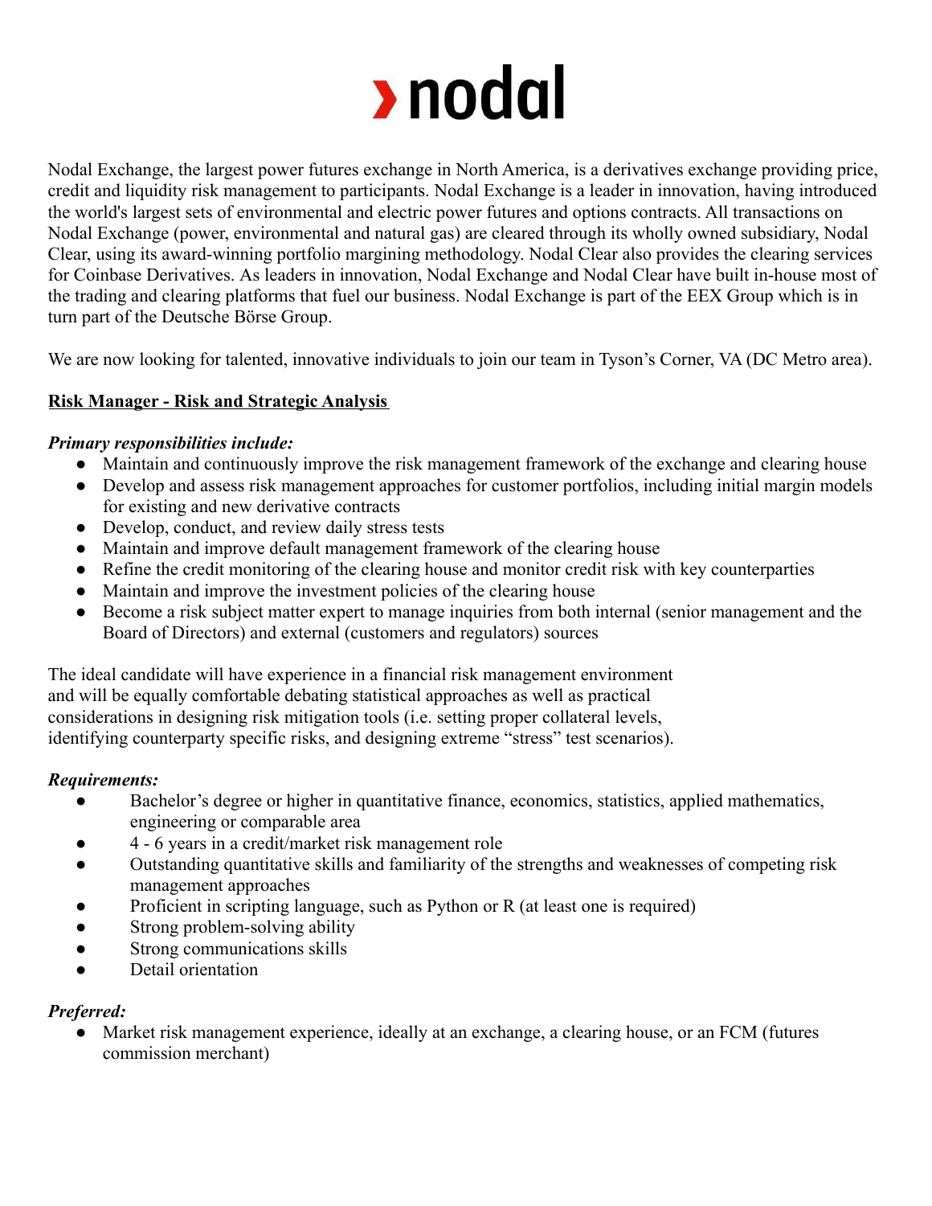# › nodal

Nodal Exchange, the largest power futures exchange in North America, is a derivatives exchange providing price, credit and liquidity risk management to participants. Nodal Exchange is a leader in innovation, having introduced the world's largest sets of environmental and electric power futures and options contracts. All transactions on Nodal Exchange (power, environmental and natural gas) are cleared through its wholly owned subsidiary, Nodal Clear, using its award-winning portfolio margining methodology. Nodal Clear also provides the clearing services for Coinbase Derivatives. As leaders in innovation, Nodal Exchange and Nodal Clear have built in-house most of the trading and clearing platforms that fuel our business. Nodal Exchange is part of the EEX Group which is in turn part of the Deutsche Börse Group.

We are now looking for talented, innovative individuals to join our team in Tyson's Corner, VA (DC Metro area).

**Risk Manager - Risk and Strategic Analysis**

***Primary responsibilities include:***

- Maintain and continuously improve the risk management framework of the exchange and clearing house
- Develop and assess risk management approaches for customer portfolios, including initial margin models for existing and new derivative contracts
- Develop, conduct, and review daily stress tests
- Maintain and improve default management framework of the clearing house
- Refine the credit monitoring of the clearing house and monitor credit risk with key counterparties
- Maintain and improve the investment policies of the clearing house
- Become a risk subject matter expert to manage inquiries from both internal (senior management and the Board of Directors) and external (customers and regulators) sources

The ideal candidate will have experience in a financial risk management environment and will be equally comfortable debating statistical approaches as well as practical considerations in designing risk mitigation tools (i.e. setting proper collateral levels, identifying counterparty specific risks, and designing extreme "stress" test scenarios).

***Requirements:***

- Bachelor's degree or higher in quantitative finance, economics, statistics, applied mathematics, engineering or comparable area
- 4 - 6 years in a credit/market risk management role
- Outstanding quantitative skills and familiarity of the strengths and weaknesses of competing risk management approaches
- Proficient in scripting language, such as Python or R (at least one is required)
- Strong problem-solving ability
- Strong communications skills
- Detail orientation

***Preferred:***

- Market risk management experience, ideally at an exchange, a clearing house, or an FCM (futures commission merchant)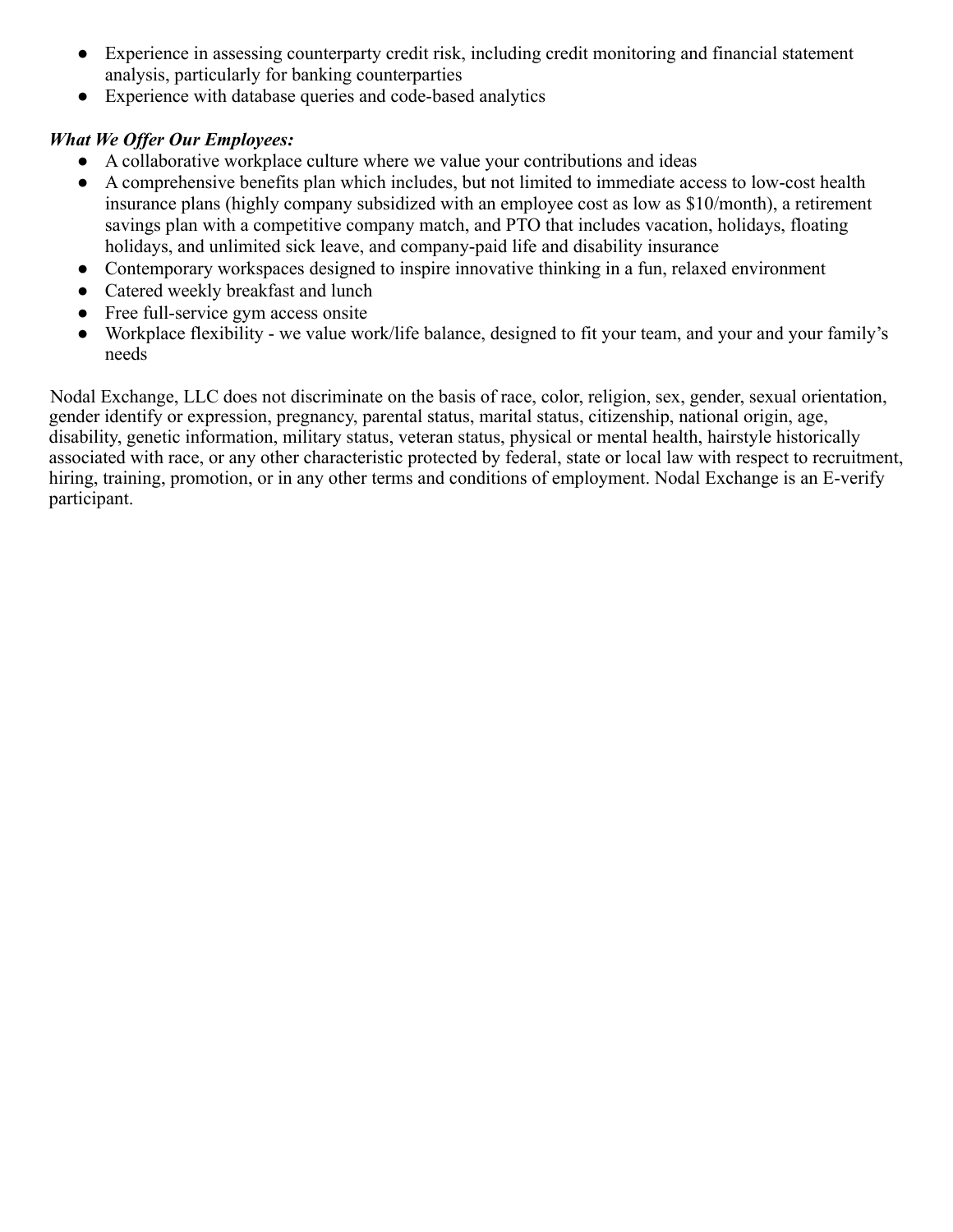- Experience in assessing counterparty credit risk, including credit monitoring and financial statement analysis, particularly for banking counterparties
- Experience with database queries and code-based analytics

***What We Offer Our Employees:***

- A collaborative workplace culture where we value your contributions and ideas
- A comprehensive benefits plan which includes, but not limited to immediate access to low-cost health insurance plans (highly company subsidized with an employee cost as low as $10/month), a retirement savings plan with a competitive company match, and PTO that includes vacation, holidays, floating holidays, and unlimited sick leave, and company-paid life and disability insurance
- Contemporary workspaces designed to inspire innovative thinking in a fun, relaxed environment
- Catered weekly breakfast and lunch
- Free full-service gym access onsite
- Workplace flexibility - we value work/life balance, designed to fit your team, and your and your family's needs

Nodal Exchange, LLC does not discriminate on the basis of race, color, religion, sex, gender, sexual orientation, gender identify or expression, pregnancy, parental status, marital status, citizenship, national origin, age, disability, genetic information, military status, veteran status, physical or mental health, hairstyle historically associated with race, or any other characteristic protected by federal, state or local law with respect to recruitment, hiring, training, promotion, or in any other terms and conditions of employment. Nodal Exchange is an E-verify participant.